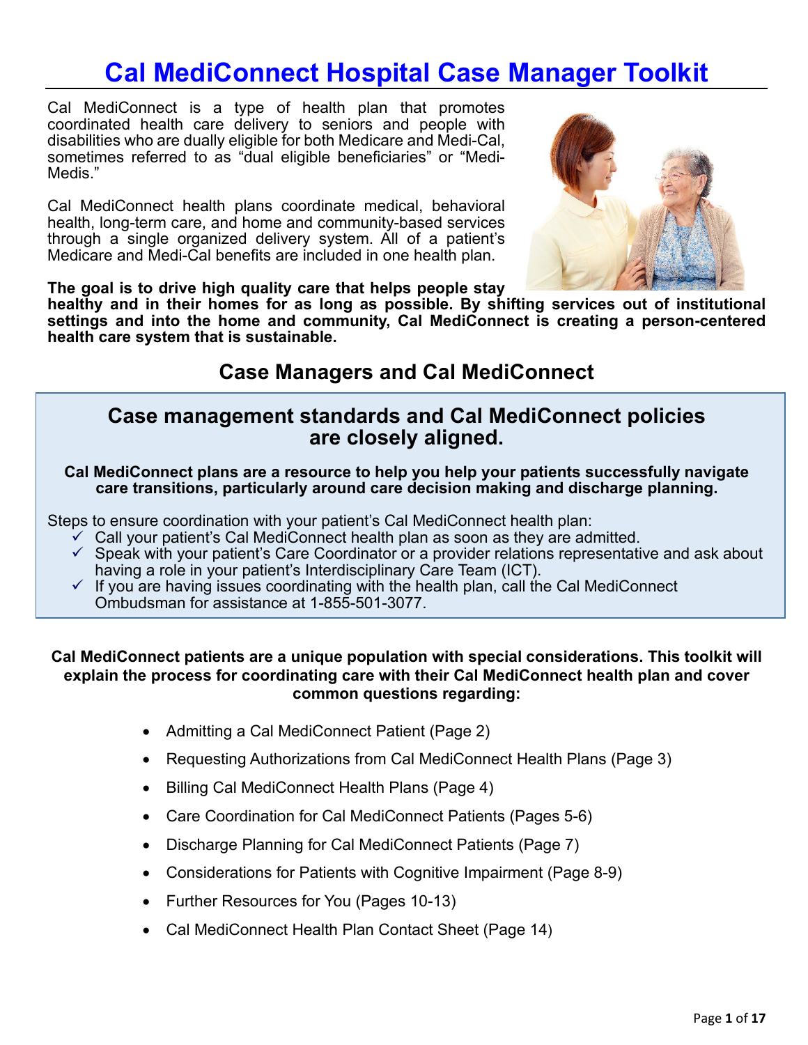# Cal MediConnect Hospital Case Manager Toolkit

Cal MediConnect is a type of health plan that promotes coordinated health care delivery to seniors and people with disabilities who are dually eligible for both Medicare and Medi-Cal, sometimes referred to as "dual eligible beneficiaries" or "Medi-Medis."

Cal MediConnect health plans coordinate medical, behavioral health, long-term care, and home and community-based services through a single organized delivery system. All of a patient's Medicare and Medi-Cal benefits are included in one health plan.

**The goal is to drive high quality care that helps people stay healthy and in their homes for as long as possible. By shifting services out of institutional settings and into the home and community, Cal MediConnect is creating a person-centered health care system that is sustainable.**

## Case Managers and Cal MediConnect

### Case management standards and Cal MediConnect policies are closely aligned.

**Cal MediConnect plans are a resource to help you help your patients successfully navigate care transitions, particularly around care decision making and discharge planning.**

Steps to ensure coordination with your patient's Cal MediConnect health plan:

- ✓ Call your patient's Cal MediConnect health plan as soon as they are admitted.
- ✓ Speak with your patient's Care Coordinator or a provider relations representative and ask about having a role in your patient's Interdisciplinary Care Team (ICT).
- ✓ If you are having issues coordinating with the health plan, call the Cal MediConnect Ombudsman for assistance at 1-855-501-3077.

**Cal MediConnect patients are a unique population with special considerations. This toolkit will explain the process for coordinating care with their Cal MediConnect health plan and cover common questions regarding:**

- Admitting a Cal MediConnect Patient (Page 2)
- Requesting Authorizations from Cal MediConnect Health Plans (Page 3)
- Billing Cal MediConnect Health Plans (Page 4)
- Care Coordination for Cal MediConnect Patients (Pages 5-6)
- Discharge Planning for Cal MediConnect Patients (Page 7)
- Considerations for Patients with Cognitive Impairment (Page 8-9)
- Further Resources for You (Pages 10-13)
- Cal MediConnect Health Plan Contact Sheet (Page 14)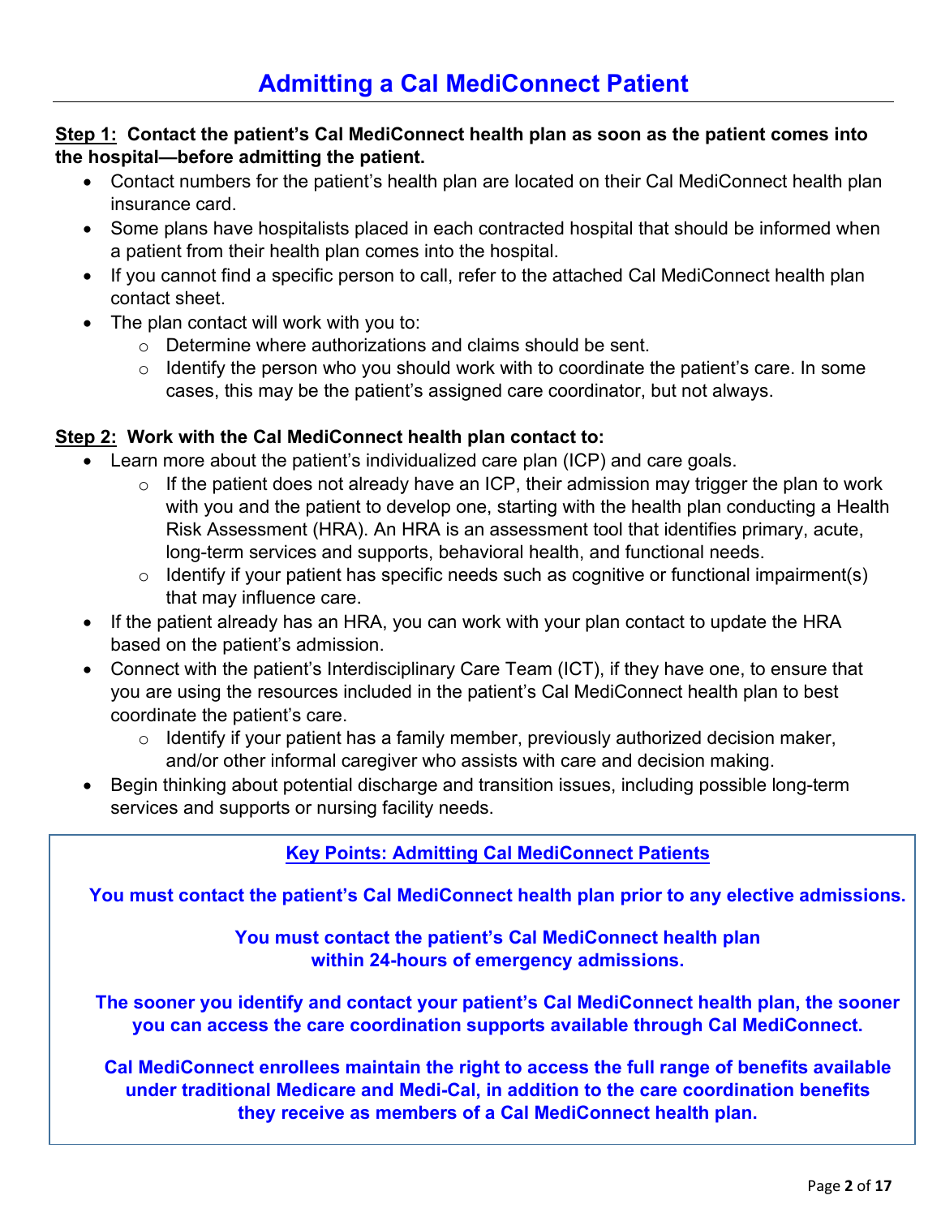# Admitting a Cal MediConnect Patient

**Step 1: Contact the patient's Cal MediConnect health plan as soon as the patient comes into the hospital—before admitting the patient.**

- Contact numbers for the patient's health plan are located on their Cal MediConnect health plan insurance card.
- Some plans have hospitalists placed in each contracted hospital that should be informed when a patient from their health plan comes into the hospital.
- If you cannot find a specific person to call, refer to the attached Cal MediConnect health plan contact sheet.
- The plan contact will work with you to:
  - Determine where authorizations and claims should be sent.
  - Identify the person who you should work with to coordinate the patient's care. In some cases, this may be the patient's assigned care coordinator, but not always.

**Step 2: Work with the Cal MediConnect health plan contact to:**

- Learn more about the patient's individualized care plan (ICP) and care goals.
  - If the patient does not already have an ICP, their admission may trigger the plan to work with you and the patient to develop one, starting with the health plan conducting a Health Risk Assessment (HRA). An HRA is an assessment tool that identifies primary, acute, long-term services and supports, behavioral health, and functional needs.
  - Identify if your patient has specific needs such as cognitive or functional impairment(s) that may influence care.
- If the patient already has an HRA, you can work with your plan contact to update the HRA based on the patient's admission.
- Connect with the patient's Interdisciplinary Care Team (ICT), if they have one, to ensure that you are using the resources included in the patient's Cal MediConnect health plan to best coordinate the patient's care.
  - Identify if your patient has a family member, previously authorized decision maker, and/or other informal caregiver who assists with care and decision making.
- Begin thinking about potential discharge and transition issues, including possible long-term services and supports or nursing facility needs.

**Key Points: Admitting Cal MediConnect Patients**

**You must contact the patient's Cal MediConnect health plan prior to any elective admissions.**

**You must contact the patient's Cal MediConnect health plan within 24-hours of emergency admissions.**

**The sooner you identify and contact your patient's Cal MediConnect health plan, the sooner you can access the care coordination supports available through Cal MediConnect.**

**Cal MediConnect enrollees maintain the right to access the full range of benefits available under traditional Medicare and Medi-Cal, in addition to the care coordination benefits they receive as members of a Cal MediConnect health plan.**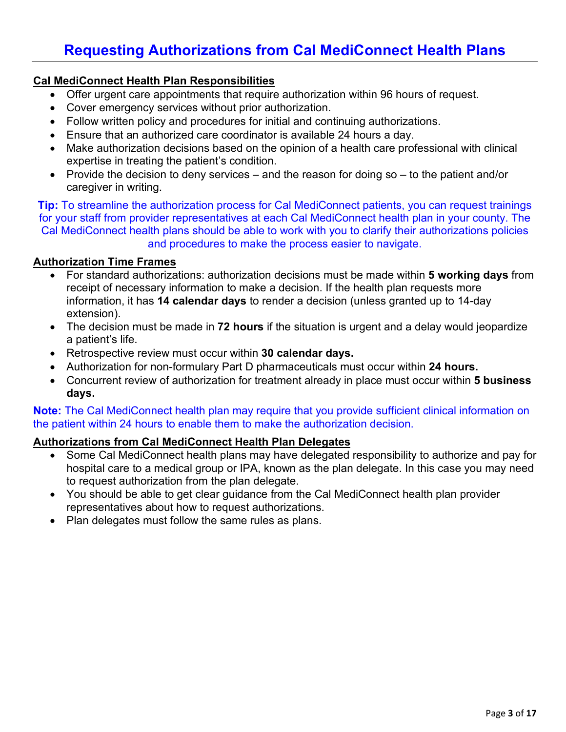# Requesting Authorizations from Cal MediConnect Health Plans

## Cal MediConnect Health Plan Responsibilities

- Offer urgent care appointments that require authorization within 96 hours of request.
- Cover emergency services without prior authorization.
- Follow written policy and procedures for initial and continuing authorizations.
- Ensure that an authorized care coordinator is available 24 hours a day.
- Make authorization decisions based on the opinion of a health care professional with clinical expertise in treating the patient's condition.
- Provide the decision to deny services – and the reason for doing so – to the patient and/or caregiver in writing.

**Tip:** To streamline the authorization process for Cal MediConnect patients, you can request trainings for your staff from provider representatives at each Cal MediConnect health plan in your county. The Cal MediConnect health plans should be able to work with you to clarify their authorizations policies and procedures to make the process easier to navigate.

## Authorization Time Frames

- For standard authorizations: authorization decisions must be made within **5 working days** from receipt of necessary information to make a decision. If the health plan requests more information, it has **14 calendar days** to render a decision (unless granted up to 14-day extension).
- The decision must be made in **72 hours** if the situation is urgent and a delay would jeopardize a patient's life.
- Retrospective review must occur within **30 calendar days.**
- Authorization for non-formulary Part D pharmaceuticals must occur within **24 hours.**
- Concurrent review of authorization for treatment already in place must occur within **5 business days.**

**Note:** The Cal MediConnect health plan may require that you provide sufficient clinical information on the patient within 24 hours to enable them to make the authorization decision.

## Authorizations from Cal MediConnect Health Plan Delegates

- Some Cal MediConnect health plans may have delegated responsibility to authorize and pay for hospital care to a medical group or IPA, known as the plan delegate. In this case you may need to request authorization from the plan delegate.
- You should be able to get clear guidance from the Cal MediConnect health plan provider representatives about how to request authorizations.
- Plan delegates must follow the same rules as plans.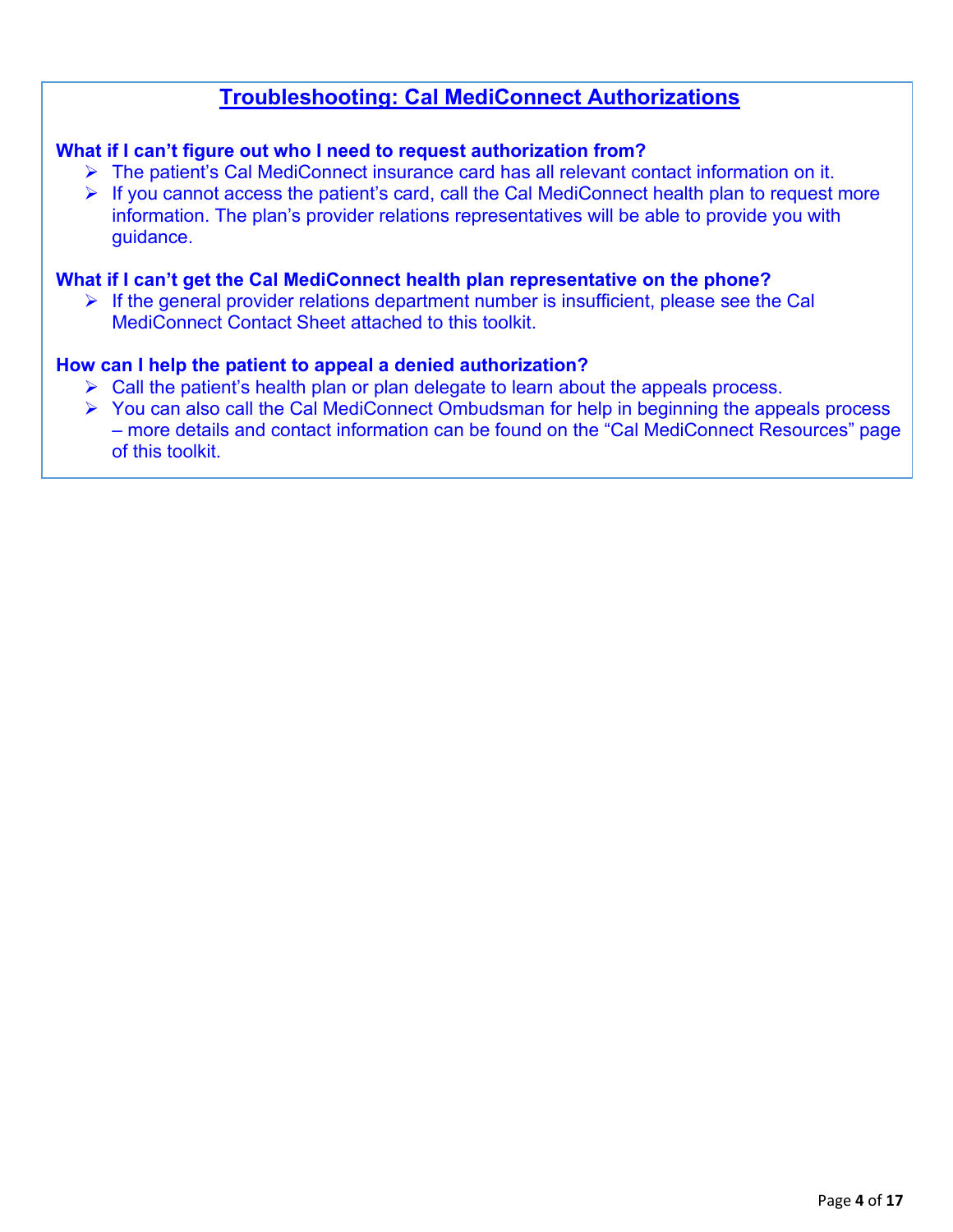## Troubleshooting: Cal MediConnect Authorizations

**What if I can't figure out who I need to request authorization from?**

- The patient's Cal MediConnect insurance card has all relevant contact information on it.
- If you cannot access the patient's card, call the Cal MediConnect health plan to request more information. The plan's provider relations representatives will be able to provide you with guidance.

**What if I can't get the Cal MediConnect health plan representative on the phone?**

- If the general provider relations department number is insufficient, please see the Cal MediConnect Contact Sheet attached to this toolkit.

**How can I help the patient to appeal a denied authorization?**

- Call the patient's health plan or plan delegate to learn about the appeals process.
- You can also call the Cal MediConnect Ombudsman for help in beginning the appeals process – more details and contact information can be found on the "Cal MediConnect Resources" page of this toolkit.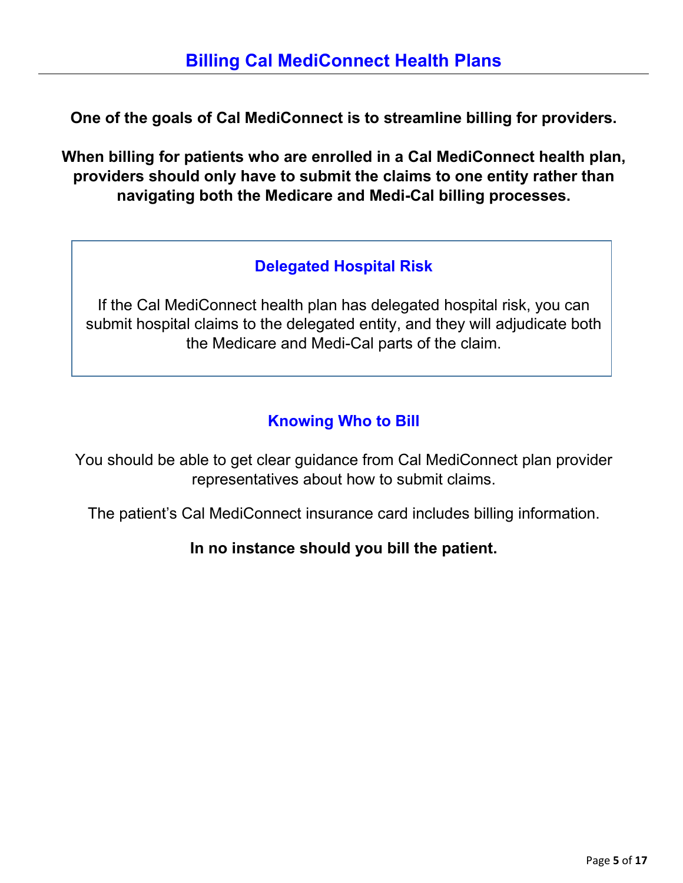# Billing Cal MediConnect Health Plans

**One of the goals of Cal MediConnect is to streamline billing for providers.**

**When billing for patients who are enrolled in a Cal MediConnect health plan, providers should only have to submit the claims to one entity rather than navigating both the Medicare and Medi-Cal billing processes.**

## Delegated Hospital Risk

If the Cal MediConnect health plan has delegated hospital risk, you can submit hospital claims to the delegated entity, and they will adjudicate both the Medicare and Medi-Cal parts of the claim.

## Knowing Who to Bill

You should be able to get clear guidance from Cal MediConnect plan provider representatives about how to submit claims.

The patient's Cal MediConnect insurance card includes billing information.

**In no instance should you bill the patient.**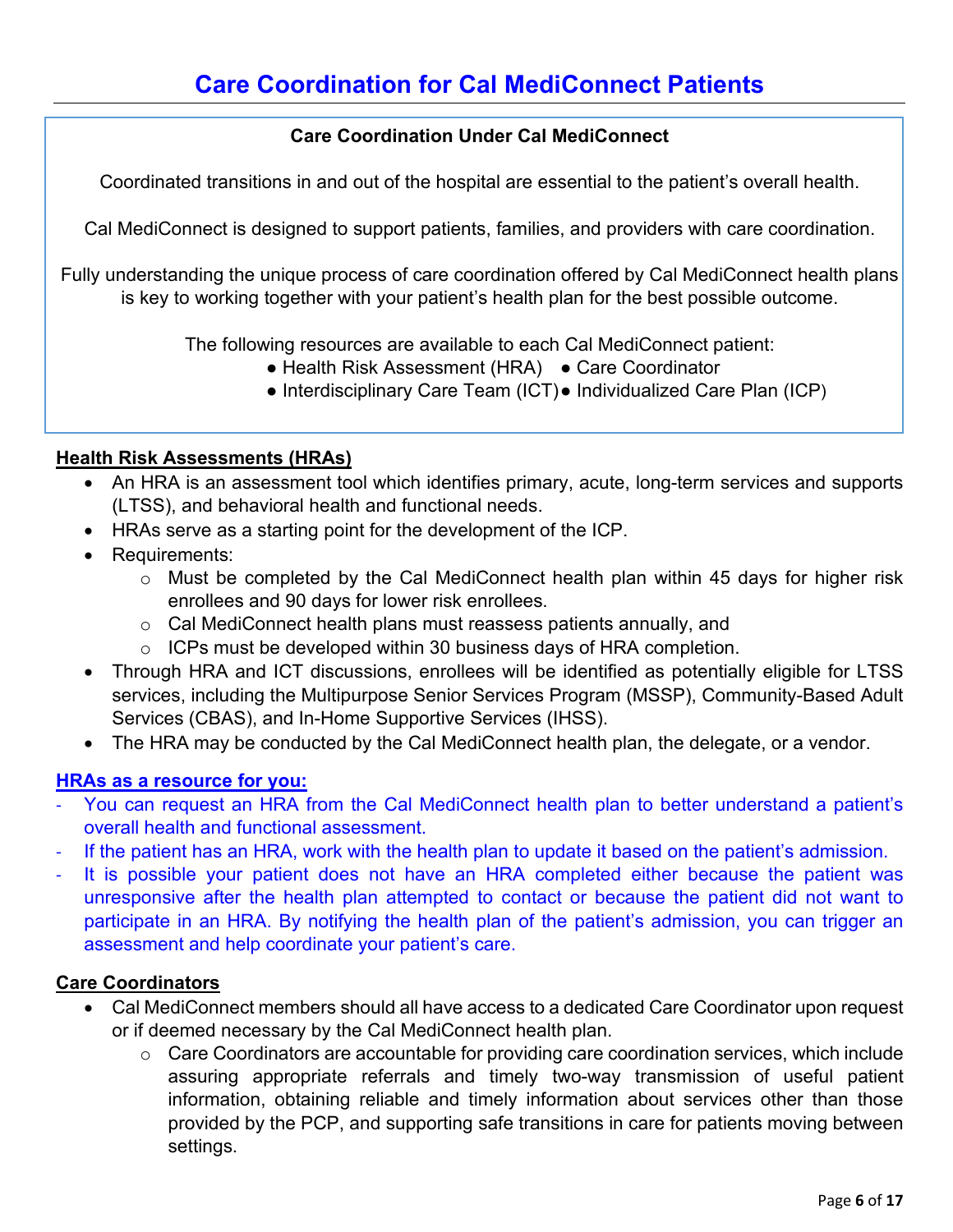# Care Coordination for Cal MediConnect Patients

**Care Coordination Under Cal MediConnect**

Coordinated transitions in and out of the hospital are essential to the patient's overall health.

Cal MediConnect is designed to support patients, families, and providers with care coordination.

Fully understanding the unique process of care coordination offered by Cal MediConnect health plans is key to working together with your patient's health plan for the best possible outcome.

The following resources are available to each Cal MediConnect patient:

- Health Risk Assessment (HRA)
- Care Coordinator
- Interdisciplinary Care Team (ICT)
- Individualized Care Plan (ICP)

## Health Risk Assessments (HRAs)

- An HRA is an assessment tool which identifies primary, acute, long-term services and supports (LTSS), and behavioral health and functional needs.
- HRAs serve as a starting point for the development of the ICP.
- Requirements:
  - Must be completed by the Cal MediConnect health plan within 45 days for higher risk enrollees and 90 days for lower risk enrollees.
  - Cal MediConnect health plans must reassess patients annually, and
  - ICPs must be developed within 30 business days of HRA completion.
- Through HRA and ICT discussions, enrollees will be identified as potentially eligible for LTSS services, including the Multipurpose Senior Services Program (MSSP), Community-Based Adult Services (CBAS), and In-Home Supportive Services (IHSS).
- The HRA may be conducted by the Cal MediConnect health plan, the delegate, or a vendor.

### HRAs as a resource for you:

- You can request an HRA from the Cal MediConnect health plan to better understand a patient's overall health and functional assessment.
- If the patient has an HRA, work with the health plan to update it based on the patient's admission.
- It is possible your patient does not have an HRA completed either because the patient was unresponsive after the health plan attempted to contact or because the patient did not want to participate in an HRA. By notifying the health plan of the patient's admission, you can trigger an assessment and help coordinate your patient's care.

## Care Coordinators

- Cal MediConnect members should all have access to a dedicated Care Coordinator upon request or if deemed necessary by the Cal MediConnect health plan.
  - Care Coordinators are accountable for providing care coordination services, which include assuring appropriate referrals and timely two-way transmission of useful patient information, obtaining reliable and timely information about services other than those provided by the PCP, and supporting safe transitions in care for patients moving between settings.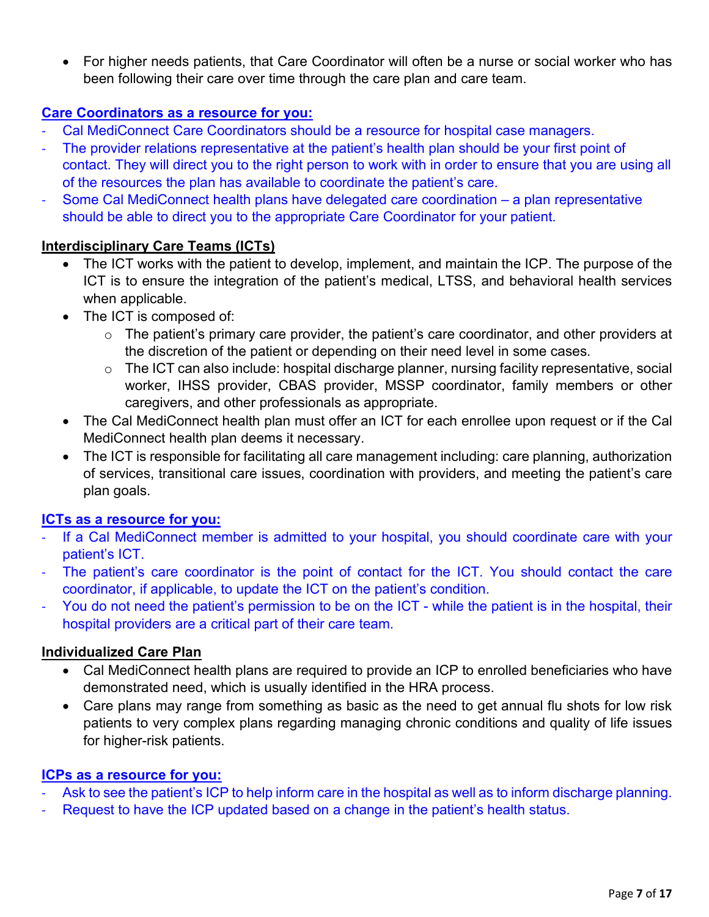- For higher needs patients, that Care Coordinator will often be a nurse or social worker who has been following their care over time through the care plan and care team.

**Care Coordinators as a resource for you:**

- Cal MediConnect Care Coordinators should be a resource for hospital case managers.
- The provider relations representative at the patient's health plan should be your first point of contact. They will direct you to the right person to work with in order to ensure that you are using all of the resources the plan has available to coordinate the patient's care.
- Some Cal MediConnect health plans have delegated care coordination – a plan representative should be able to direct you to the appropriate Care Coordinator for your patient.

**Interdisciplinary Care Teams (ICTs)**

- The ICT works with the patient to develop, implement, and maintain the ICP. The purpose of the ICT is to ensure the integration of the patient's medical, LTSS, and behavioral health services when applicable.
- The ICT is composed of:
  - The patient's primary care provider, the patient's care coordinator, and other providers at the discretion of the patient or depending on their need level in some cases.
  - The ICT can also include: hospital discharge planner, nursing facility representative, social worker, IHSS provider, CBAS provider, MSSP coordinator, family members or other caregivers, and other professionals as appropriate.
- The Cal MediConnect health plan must offer an ICT for each enrollee upon request or if the Cal MediConnect health plan deems it necessary.
- The ICT is responsible for facilitating all care management including: care planning, authorization of services, transitional care issues, coordination with providers, and meeting the patient's care plan goals.

**ICTs as a resource for you:**

- If a Cal MediConnect member is admitted to your hospital, you should coordinate care with your patient's ICT.
- The patient's care coordinator is the point of contact for the ICT. You should contact the care coordinator, if applicable, to update the ICT on the patient's condition.
- You do not need the patient's permission to be on the ICT - while the patient is in the hospital, their hospital providers are a critical part of their care team.

**Individualized Care Plan**

- Cal MediConnect health plans are required to provide an ICP to enrolled beneficiaries who have demonstrated need, which is usually identified in the HRA process.
- Care plans may range from something as basic as the need to get annual flu shots for low risk patients to very complex plans regarding managing chronic conditions and quality of life issues for higher-risk patients.

**ICPs as a resource for you:**

- Ask to see the patient's ICP to help inform care in the hospital as well as to inform discharge planning.
- Request to have the ICP updated based on a change in the patient's health status.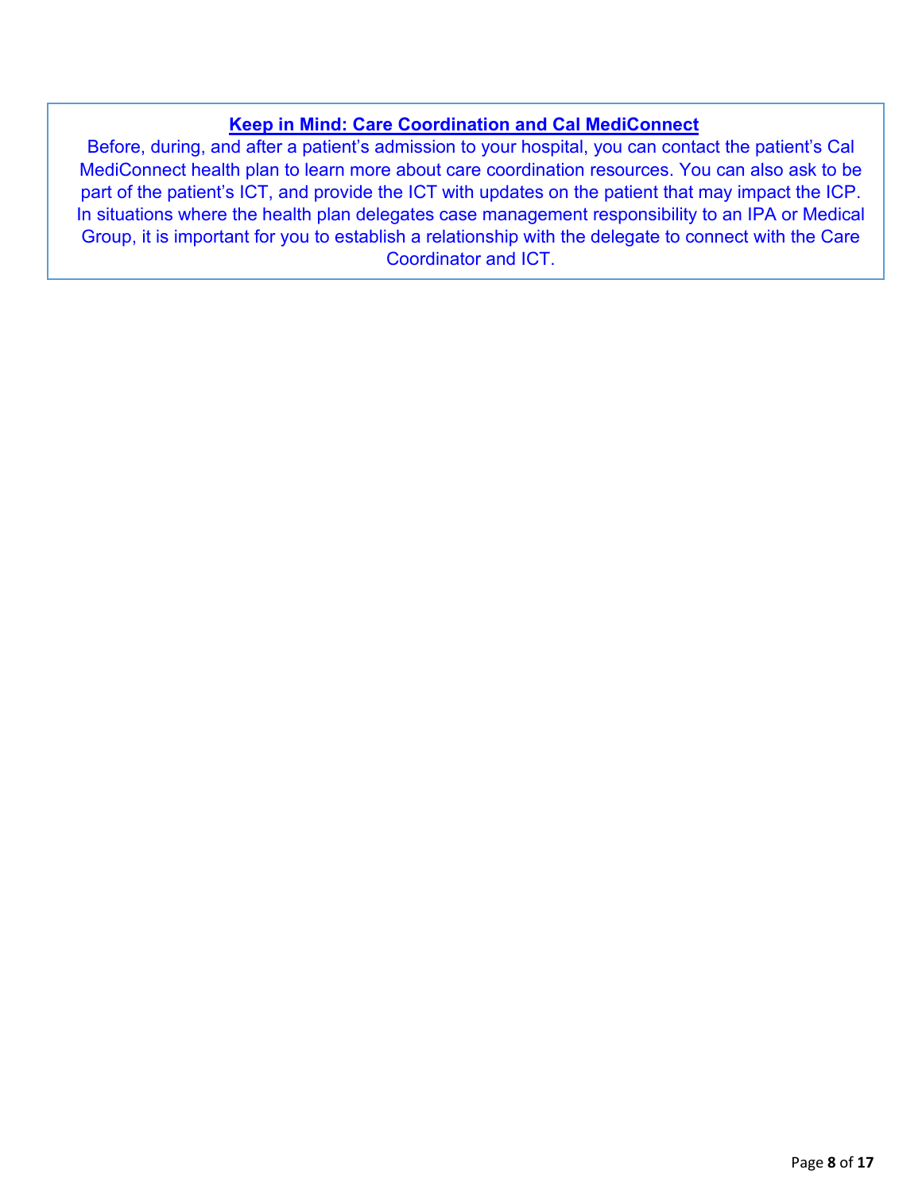**Keep in Mind: Care Coordination and Cal MediConnect**

Before, during, and after a patient's admission to your hospital, you can contact the patient's Cal MediConnect health plan to learn more about care coordination resources. You can also ask to be part of the patient's ICT, and provide the ICT with updates on the patient that may impact the ICP. In situations where the health plan delegates case management responsibility to an IPA or Medical Group, it is important for you to establish a relationship with the delegate to connect with the Care Coordinator and ICT.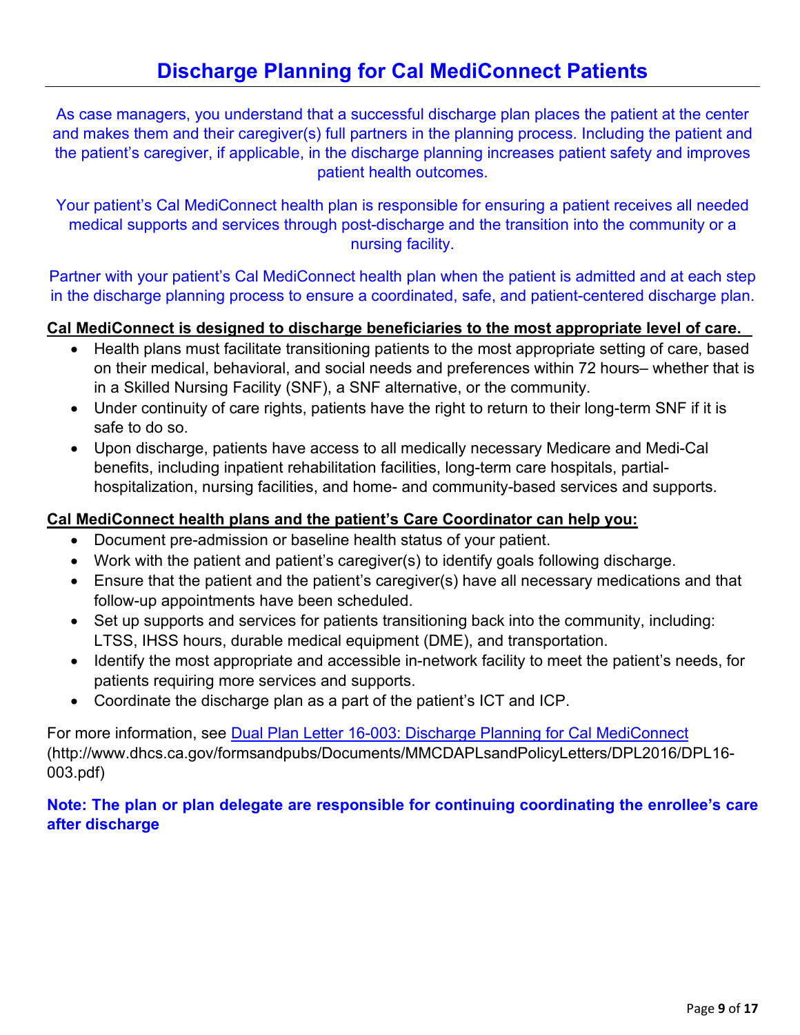# Discharge Planning for Cal MediConnect Patients

As case managers, you understand that a successful discharge plan places the patient at the center and makes them and their caregiver(s) full partners in the planning process. Including the patient and the patient's caregiver, if applicable, in the discharge planning increases patient safety and improves patient health outcomes.

Your patient's Cal MediConnect health plan is responsible for ensuring a patient receives all needed medical supports and services through post-discharge and the transition into the community or a nursing facility.

Partner with your patient's Cal MediConnect health plan when the patient is admitted and at each step in the discharge planning process to ensure a coordinated, safe, and patient-centered discharge plan.

**Cal MediConnect is designed to discharge beneficiaries to the most appropriate level of care.**

- Health plans must facilitate transitioning patients to the most appropriate setting of care, based on their medical, behavioral, and social needs and preferences within 72 hours– whether that is in a Skilled Nursing Facility (SNF), a SNF alternative, or the community.
- Under continuity of care rights, patients have the right to return to their long-term SNF if it is safe to do so.
- Upon discharge, patients have access to all medically necessary Medicare and Medi-Cal benefits, including inpatient rehabilitation facilities, long-term care hospitals, partial-hospitalization, nursing facilities, and home- and community-based services and supports.

**Cal MediConnect health plans and the patient's Care Coordinator can help you:**

- Document pre-admission or baseline health status of your patient.
- Work with the patient and patient's caregiver(s) to identify goals following discharge.
- Ensure that the patient and the patient's caregiver(s) have all necessary medications and that follow-up appointments have been scheduled.
- Set up supports and services for patients transitioning back into the community, including: LTSS, IHSS hours, durable medical equipment (DME), and transportation.
- Identify the most appropriate and accessible in-network facility to meet the patient's needs, for patients requiring more services and supports.
- Coordinate the discharge plan as a part of the patient's ICT and ICP.

For more information, see Dual Plan Letter 16-003: Discharge Planning for Cal MediConnect (http://www.dhcs.ca.gov/formsandpubs/Documents/MMCDAPLsandPolicyLetters/DPL2016/DPL16-003.pdf)

**Note: The plan or plan delegate are responsible for continuing coordinating the enrollee's care after discharge**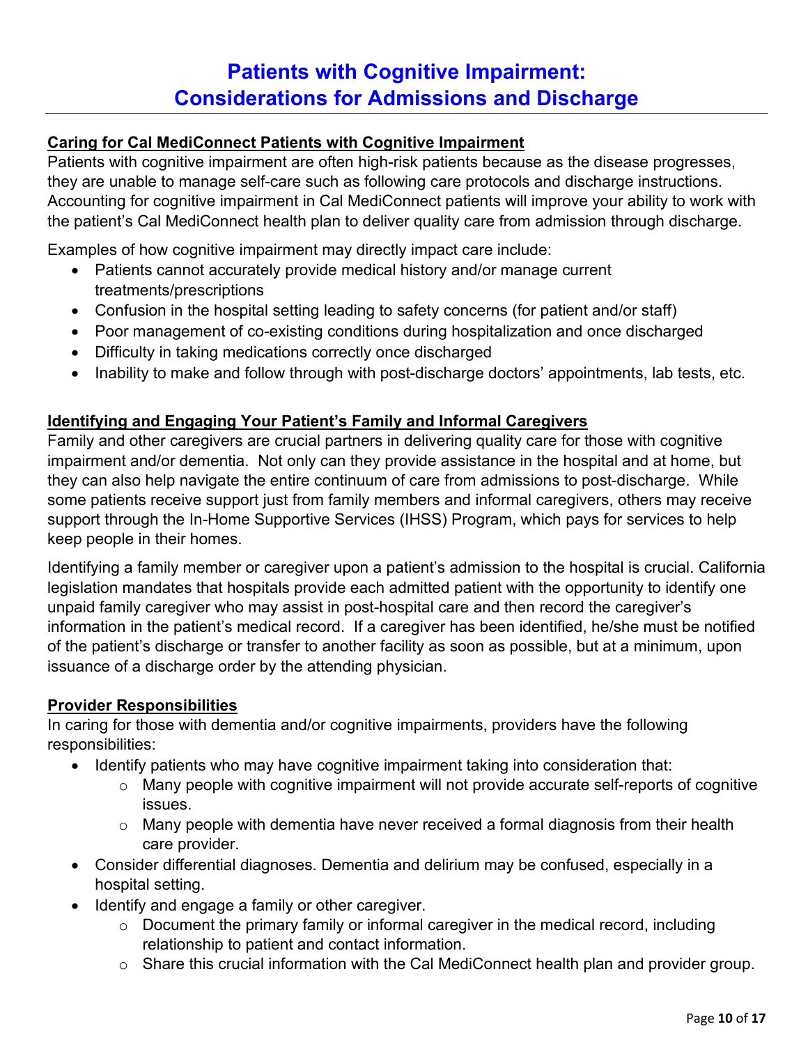# Patients with Cognitive Impairment: Considerations for Admissions and Discharge

**Caring for Cal MediConnect Patients with Cognitive Impairment**

Patients with cognitive impairment are often high-risk patients because as the disease progresses, they are unable to manage self-care such as following care protocols and discharge instructions. Accounting for cognitive impairment in Cal MediConnect patients will improve your ability to work with the patient's Cal MediConnect health plan to deliver quality care from admission through discharge.

Examples of how cognitive impairment may directly impact care include:

- Patients cannot accurately provide medical history and/or manage current treatments/prescriptions
- Confusion in the hospital setting leading to safety concerns (for patient and/or staff)
- Poor management of co-existing conditions during hospitalization and once discharged
- Difficulty in taking medications correctly once discharged
- Inability to make and follow through with post-discharge doctors' appointments, lab tests, etc.

**Identifying and Engaging Your Patient's Family and Informal Caregivers**

Family and other caregivers are crucial partners in delivering quality care for those with cognitive impairment and/or dementia. Not only can they provide assistance in the hospital and at home, but they can also help navigate the entire continuum of care from admissions to post-discharge. While some patients receive support just from family members and informal caregivers, others may receive support through the In-Home Supportive Services (IHSS) Program, which pays for services to help keep people in their homes.

Identifying a family member or caregiver upon a patient's admission to the hospital is crucial. California legislation mandates that hospitals provide each admitted patient with the opportunity to identify one unpaid family caregiver who may assist in post-hospital care and then record the caregiver's information in the patient's medical record. If a caregiver has been identified, he/she must be notified of the patient's discharge or transfer to another facility as soon as possible, but at a minimum, upon issuance of a discharge order by the attending physician.

**Provider Responsibilities**

In caring for those with dementia and/or cognitive impairments, providers have the following responsibilities:

- Identify patients who may have cognitive impairment taking into consideration that:
  - Many people with cognitive impairment will not provide accurate self-reports of cognitive issues.
  - Many people with dementia have never received a formal diagnosis from their health care provider.
- Consider differential diagnoses. Dementia and delirium may be confused, especially in a hospital setting.
- Identify and engage a family or other caregiver.
  - Document the primary family or informal caregiver in the medical record, including relationship to patient and contact information.
  - Share this crucial information with the Cal MediConnect health plan and provider group.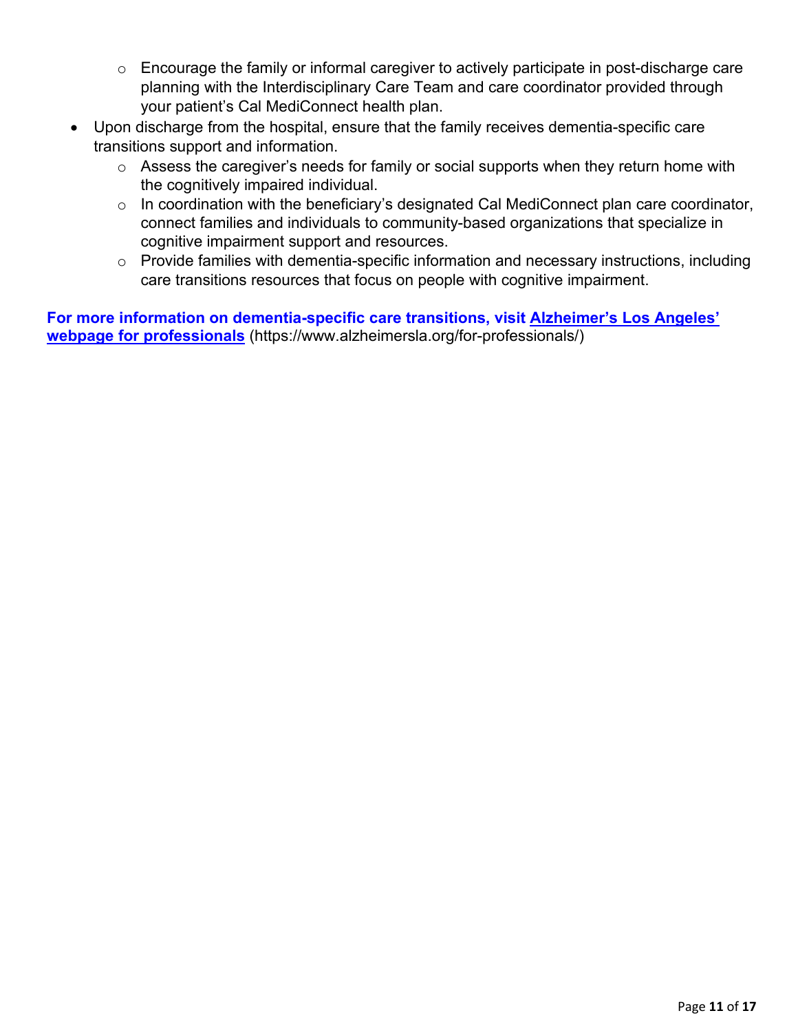- Encourage the family or informal caregiver to actively participate in post-discharge care planning with the Interdisciplinary Care Team and care coordinator provided through your patient's Cal MediConnect health plan.
- Upon discharge from the hospital, ensure that the family receives dementia-specific care transitions support and information.
    - Assess the caregiver's needs for family or social supports when they return home with the cognitively impaired individual.
    - In coordination with the beneficiary's designated Cal MediConnect plan care coordinator, connect families and individuals to community-based organizations that specialize in cognitive impairment support and resources.
    - Provide families with dementia-specific information and necessary instructions, including care transitions resources that focus on people with cognitive impairment.

**For more information on dementia-specific care transitions, visit [Alzheimer's Los Angeles' webpage for professionals](https://www.alzheimersla.org/for-professionals/)** (https://www.alzheimersla.org/for-professionals/)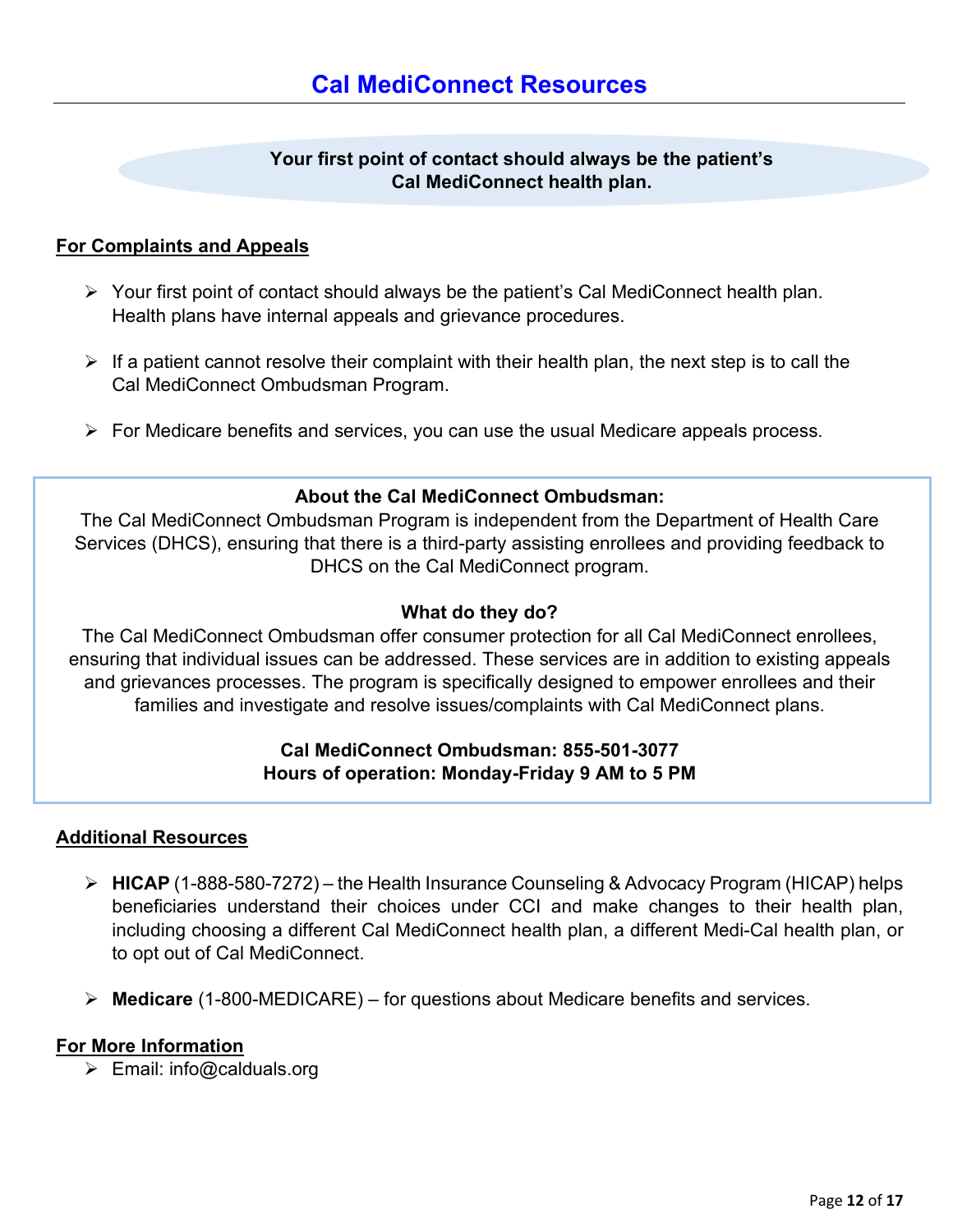# Cal MediConnect Resources

**Your first point of contact should always be the patient's Cal MediConnect health plan.**

## For Complaints and Appeals

- Your first point of contact should always be the patient's Cal MediConnect health plan. Health plans have internal appeals and grievance procedures.
- If a patient cannot resolve their complaint with their health plan, the next step is to call the Cal MediConnect Ombudsman Program.
- For Medicare benefits and services, you can use the usual Medicare appeals process.

**About the Cal MediConnect Ombudsman:**

The Cal MediConnect Ombudsman Program is independent from the Department of Health Care Services (DHCS), ensuring that there is a third-party assisting enrollees and providing feedback to DHCS on the Cal MediConnect program.

**What do they do?**

The Cal MediConnect Ombudsman offer consumer protection for all Cal MediConnect enrollees, ensuring that individual issues can be addressed. These services are in addition to existing appeals and grievances processes. The program is specifically designed to empower enrollees and their families and investigate and resolve issues/complaints with Cal MediConnect plans.

**Cal MediConnect Ombudsman: 855-501-3077**
**Hours of operation: Monday-Friday 9 AM to 5 PM**

## Additional Resources

- **HICAP** (1-888-580-7272) – the Health Insurance Counseling & Advocacy Program (HICAP) helps beneficiaries understand their choices under CCI and make changes to their health plan, including choosing a different Cal MediConnect health plan, a different Medi-Cal health plan, or to opt out of Cal MediConnect.
- **Medicare** (1-800-MEDICARE) – for questions about Medicare benefits and services.

## For More Information

- Email: info@calduals.org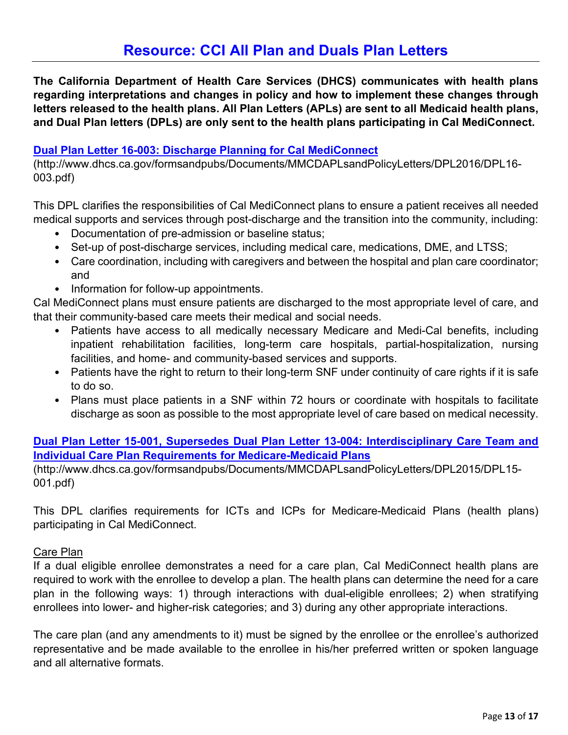# Resource: CCI All Plan and Duals Plan Letters

**The California Department of Health Care Services (DHCS) communicates with health plans regarding interpretations and changes in policy and how to implement these changes through letters released to the health plans. All Plan Letters (APLs) are sent to all Medicaid health plans, and Dual Plan letters (DPLs) are only sent to the health plans participating in Cal MediConnect.**

**Dual Plan Letter 16-003: Discharge Planning for Cal MediConnect**
(http://www.dhcs.ca.gov/formsandpubs/Documents/MMCDAPLsandPolicyLetters/DPL2016/DPL16-003.pdf)

This DPL clarifies the responsibilities of Cal MediConnect plans to ensure a patient receives all needed medical supports and services through post-discharge and the transition into the community, including:

- Documentation of pre-admission or baseline status;
- Set-up of post-discharge services, including medical care, medications, DME, and LTSS;
- Care coordination, including with caregivers and between the hospital and plan care coordinator; and
- Information for follow-up appointments.

Cal MediConnect plans must ensure patients are discharged to the most appropriate level of care, and that their community-based care meets their medical and social needs.

- Patients have access to all medically necessary Medicare and Medi-Cal benefits, including inpatient rehabilitation facilities, long-term care hospitals, partial-hospitalization, nursing facilities, and home- and community-based services and supports.
- Patients have the right to return to their long-term SNF under continuity of care rights if it is safe to do so.
- Plans must place patients in a SNF within 72 hours or coordinate with hospitals to facilitate discharge as soon as possible to the most appropriate level of care based on medical necessity.

**Dual Plan Letter 15-001, Supersedes Dual Plan Letter 13-004: Interdisciplinary Care Team and Individual Care Plan Requirements for Medicare-Medicaid Plans**
(http://www.dhcs.ca.gov/formsandpubs/Documents/MMCDAPLsandPolicyLetters/DPL2015/DPL15-001.pdf)

This DPL clarifies requirements for ICTs and ICPs for Medicare-Medicaid Plans (health plans) participating in Cal MediConnect.

Care Plan

If a dual eligible enrollee demonstrates a need for a care plan, Cal MediConnect health plans are required to work with the enrollee to develop a plan. The health plans can determine the need for a care plan in the following ways: 1) through interactions with dual-eligible enrollees; 2) when stratifying enrollees into lower- and higher-risk categories; and 3) during any other appropriate interactions.

The care plan (and any amendments to it) must be signed by the enrollee or the enrollee's authorized representative and be made available to the enrollee in his/her preferred written or spoken language and all alternative formats.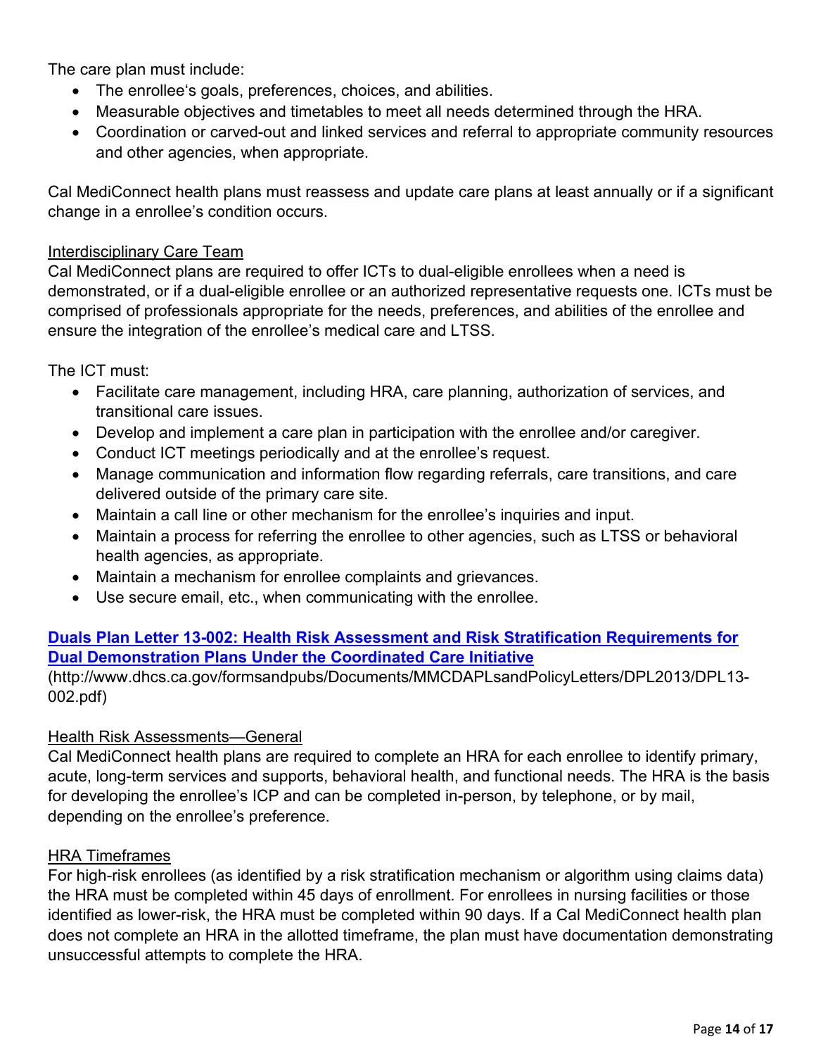The care plan must include:

- The enrollee's goals, preferences, choices, and abilities.
- Measurable objectives and timetables to meet all needs determined through the HRA.
- Coordination or carved-out and linked services and referral to appropriate community resources and other agencies, when appropriate.

Cal MediConnect health plans must reassess and update care plans at least annually or if a significant change in a enrollee's condition occurs.

<u>Interdisciplinary Care Team</u>

Cal MediConnect plans are required to offer ICTs to dual-eligible enrollees when a need is demonstrated, or if a dual-eligible enrollee or an authorized representative requests one. ICTs must be comprised of professionals appropriate for the needs, preferences, and abilities of the enrollee and ensure the integration of the enrollee's medical care and LTSS.

The ICT must:

- Facilitate care management, including HRA, care planning, authorization of services, and transitional care issues.
- Develop and implement a care plan in participation with the enrollee and/or caregiver.
- Conduct ICT meetings periodically and at the enrollee's request.
- Manage communication and information flow regarding referrals, care transitions, and care delivered outside of the primary care site.
- Maintain a call line or other mechanism for the enrollee's inquiries and input.
- Maintain a process for referring the enrollee to other agencies, such as LTSS or behavioral health agencies, as appropriate.
- Maintain a mechanism for enrollee complaints and grievances.
- Use secure email, etc., when communicating with the enrollee.

**[Duals Plan Letter 13-002: Health Risk Assessment and Risk Stratification Requirements for Dual Demonstration Plans Under the Coordinated Care Initiative](http://www.dhcs.ca.gov/formsandpubs/Documents/MMCDAPLsandPolicyLetters/DPL2013/DPL13-002.pdf)**

(http://www.dhcs.ca.gov/formsandpubs/Documents/MMCDAPLsandPolicyLetters/DPL2013/DPL13-002.pdf)

<u>Health Risk Assessments—General</u>

Cal MediConnect health plans are required to complete an HRA for each enrollee to identify primary, acute, long-term services and supports, behavioral health, and functional needs. The HRA is the basis for developing the enrollee's ICP and can be completed in-person, by telephone, or by mail, depending on the enrollee's preference.

<u>HRA Timeframes</u>

For high-risk enrollees (as identified by a risk stratification mechanism or algorithm using claims data) the HRA must be completed within 45 days of enrollment. For enrollees in nursing facilities or those identified as lower-risk, the HRA must be completed within 90 days. If a Cal MediConnect health plan does not complete an HRA in the allotted timeframe, the plan must have documentation demonstrating unsuccessful attempts to complete the HRA.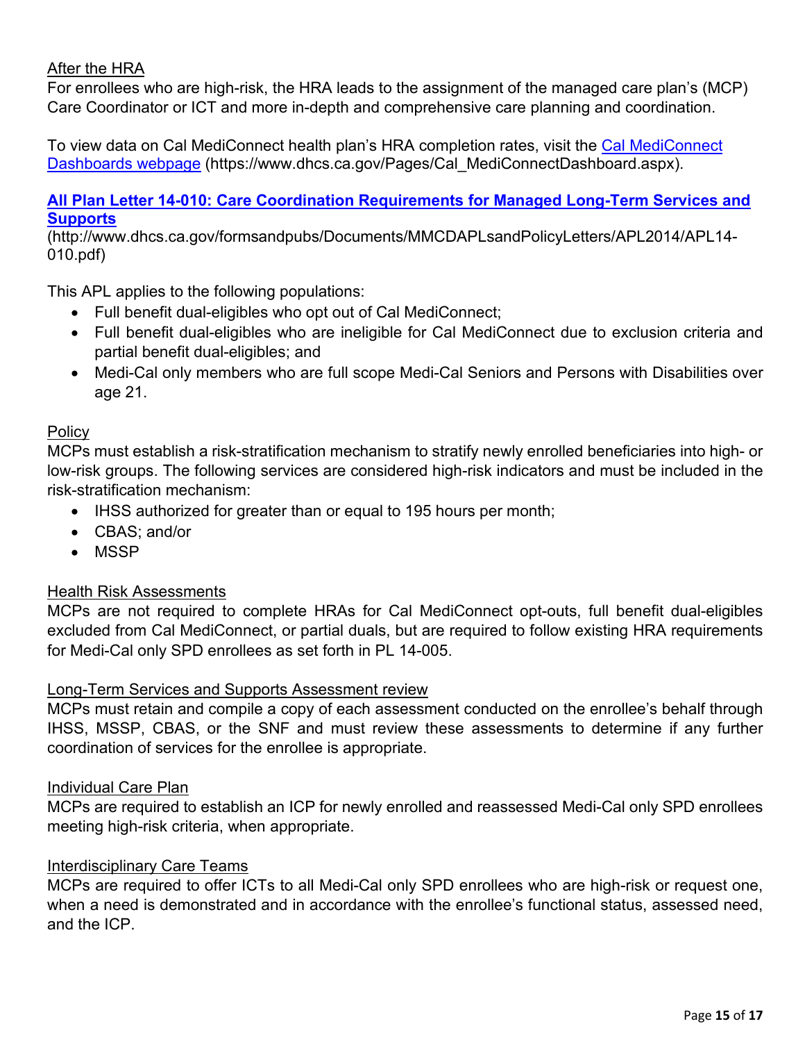After the HRA

For enrollees who are high-risk, the HRA leads to the assignment of the managed care plan's (MCP) Care Coordinator or ICT and more in-depth and comprehensive care planning and coordination.

To view data on Cal MediConnect health plan's HRA completion rates, visit the [Cal MediConnect Dashboards webpage](https://www.dhcs.ca.gov/Pages/Cal_MediConnectDashboard.aspx) (https://www.dhcs.ca.gov/Pages/Cal_MediConnectDashboard.aspx).

### [All Plan Letter 14-010: Care Coordination Requirements for Managed Long-Term Services and Supports](http://www.dhcs.ca.gov/formsandpubs/Documents/MMCDAPLsandPolicyLetters/APL2014/APL14-010.pdf)

(http://www.dhcs.ca.gov/formsandpubs/Documents/MMCDAPLsandPolicyLetters/APL2014/APL14-010.pdf)

This APL applies to the following populations:

- Full benefit dual-eligibles who opt out of Cal MediConnect;
- Full benefit dual-eligibles who are ineligible for Cal MediConnect due to exclusion criteria and partial benefit dual-eligibles; and
- Medi-Cal only members who are full scope Medi-Cal Seniors and Persons with Disabilities over age 21.

Policy

MCPs must establish a risk-stratification mechanism to stratify newly enrolled beneficiaries into high- or low-risk groups. The following services are considered high-risk indicators and must be included in the risk-stratification mechanism:

- IHSS authorized for greater than or equal to 195 hours per month;
- CBAS; and/or
- MSSP

Health Risk Assessments

MCPs are not required to complete HRAs for Cal MediConnect opt-outs, full benefit dual-eligibles excluded from Cal MediConnect, or partial duals, but are required to follow existing HRA requirements for Medi-Cal only SPD enrollees as set forth in PL 14-005.

Long-Term Services and Supports Assessment review

MCPs must retain and compile a copy of each assessment conducted on the enrollee's behalf through IHSS, MSSP, CBAS, or the SNF and must review these assessments to determine if any further coordination of services for the enrollee is appropriate.

Individual Care Plan

MCPs are required to establish an ICP for newly enrolled and reassessed Medi-Cal only SPD enrollees meeting high-risk criteria, when appropriate.

Interdisciplinary Care Teams

MCPs are required to offer ICTs to all Medi-Cal only SPD enrollees who are high-risk or request one, when a need is demonstrated and in accordance with the enrollee's functional status, assessed need, and the ICP.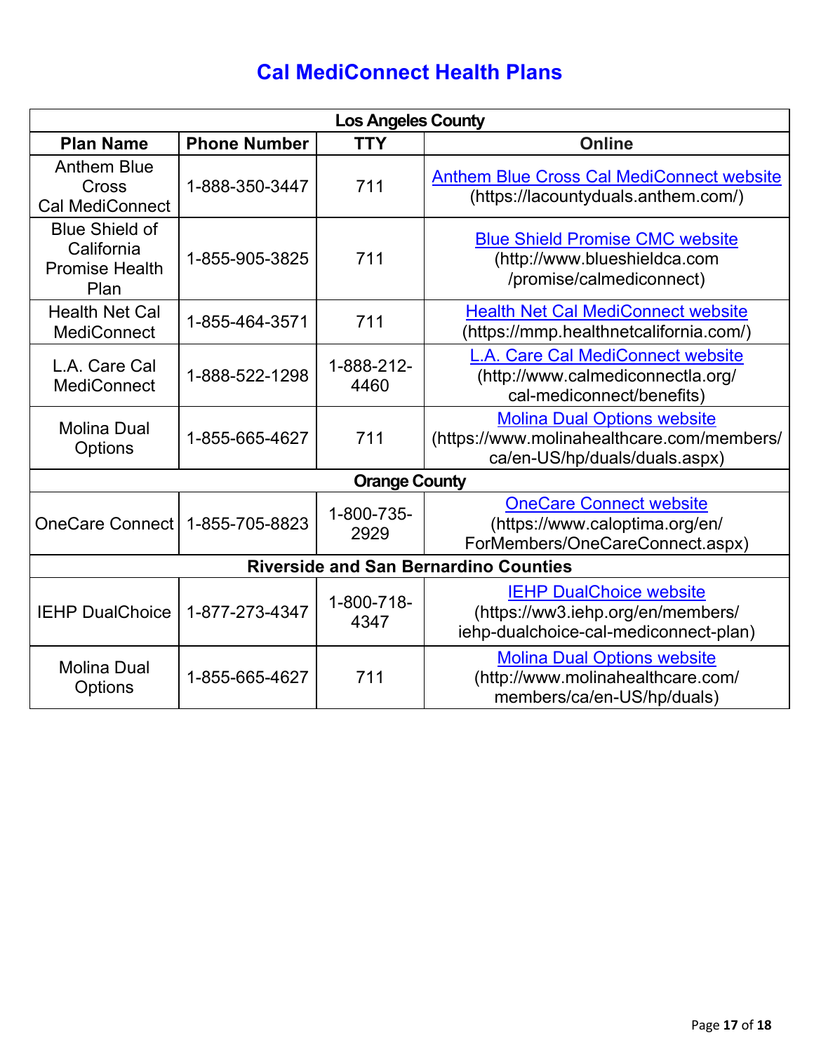# Cal MediConnect Health Plans

| Los Angeles County | | | |
|---|---|---|---|
| **Plan Name** | **Phone Number** | **TTY** | **Online** |
| Anthem Blue Cross Cal MediConnect | 1-888-350-3447 | 711 | [Anthem Blue Cross Cal MediConnect website](https://lacountyduals.anthem.com/) (https://lacountyduals.anthem.com/) |
| Blue Shield of California Promise Health Plan | 1-855-905-3825 | 711 | [Blue Shield Promise CMC website](http://www.blueshieldca.com/promise/calmediconnect) (http://www.blueshieldca.com /promise/calmediconnect) |
| Health Net Cal MediConnect | 1-855-464-3571 | 711 | [Health Net Cal MediConnect website](https://mmp.healthnetcalifornia.com/) (https://mmp.healthnetcalifornia.com/) |
| L.A. Care Cal MediConnect | 1-888-522-1298 | 1-888-212-4460 | [L.A. Care Cal MediConnect website](http://www.calmediconnectla.org/cal-mediconnect/benefits) (http://www.calmediconnectla.org/ cal-mediconnect/benefits) |
| Molina Dual Options | 1-855-665-4627 | 711 | [Molina Dual Options website](https://www.molinahealthcare.com/members/ca/en-US/hp/duals/duals.aspx) (https://www.molinahealthcare.com/members/ ca/en-US/hp/duals/duals.aspx) |
| **Orange County** | | | |
| OneCare Connect | 1-855-705-8823 | 1-800-735-2929 | [OneCare Connect website](https://www.caloptima.org/en/ForMembers/OneCareConnect.aspx) (https://www.caloptima.org/en/ ForMembers/OneCareConnect.aspx) |
| **Riverside and San Bernardino Counties** | | | |
| IEHP DualChoice | 1-877-273-4347 | 1-800-718-4347 | [IEHP DualChoice website](https://ww3.iehp.org/en/members/iehp-dualchoice-cal-mediconnect-plan) (https://ww3.iehp.org/en/members/ iehp-dualchoice-cal-mediconnect-plan) |
| Molina Dual Options | 1-855-665-4627 | 711 | [Molina Dual Options website](http://www.molinahealthcare.com/members/ca/en-US/hp/duals) (http://www.molinahealthcare.com/ members/ca/en-US/hp/duals) |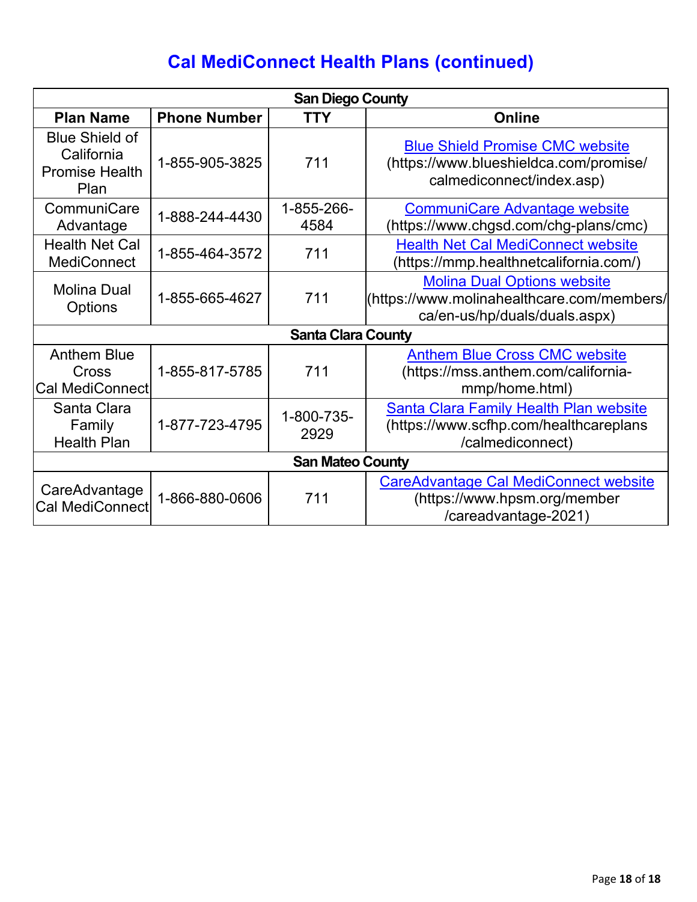# Cal MediConnect Health Plans (continued)

| San Diego County | | | |
|---|---|---|---|
| **Plan Name** | **Phone Number** | **TTY** | **Online** |
| Blue Shield of California Promise Health Plan | 1-855-905-3825 | 711 | [Blue Shield Promise CMC website](https://www.blueshieldca.com/promise/calmediconnect/index.asp) (https://www.blueshieldca.com/promise/calmediconnect/index.asp) |
| CommuniCare Advantage | 1-888-244-4430 | 1-855-266-4584 | [CommuniCare Advantage website](https://www.chgsd.com/chg-plans/cmc) (https://www.chgsd.com/chg-plans/cmc) |
| Health Net Cal MediConnect | 1-855-464-3572 | 711 | [Health Net Cal MediConnect website](https://mmp.healthnetcalifornia.com/) (https://mmp.healthnetcalifornia.com/) |
| Molina Dual Options | 1-855-665-4627 | 711 | [Molina Dual Options website](https://www.molinahealthcare.com/members/ca/en-us/hp/duals/duals.aspx) (https://www.molinahealthcare.com/members/ca/en-us/hp/duals/duals.aspx) |
| **Santa Clara County** | | | |
| Anthem Blue Cross Cal MediConnect | 1-855-817-5785 | 711 | [Anthem Blue Cross CMC website](https://mss.anthem.com/california-mmp/home.html) (https://mss.anthem.com/california-mmp/home.html) |
| Santa Clara Family Health Plan | 1-877-723-4795 | 1-800-735-2929 | [Santa Clara Family Health Plan website](https://www.scfhp.com/healthcareplans/calmediconnect) (https://www.scfhp.com/healthcareplans/calmediconnect) |
| **San Mateo County** | | | |
| CareAdvantage Cal MediConnect | 1-866-880-0606 | 711 | [CareAdvantage Cal MediConnect website](https://www.hpsm.org/member/careadvantage-2021) (https://www.hpsm.org/member/careadvantage-2021) |